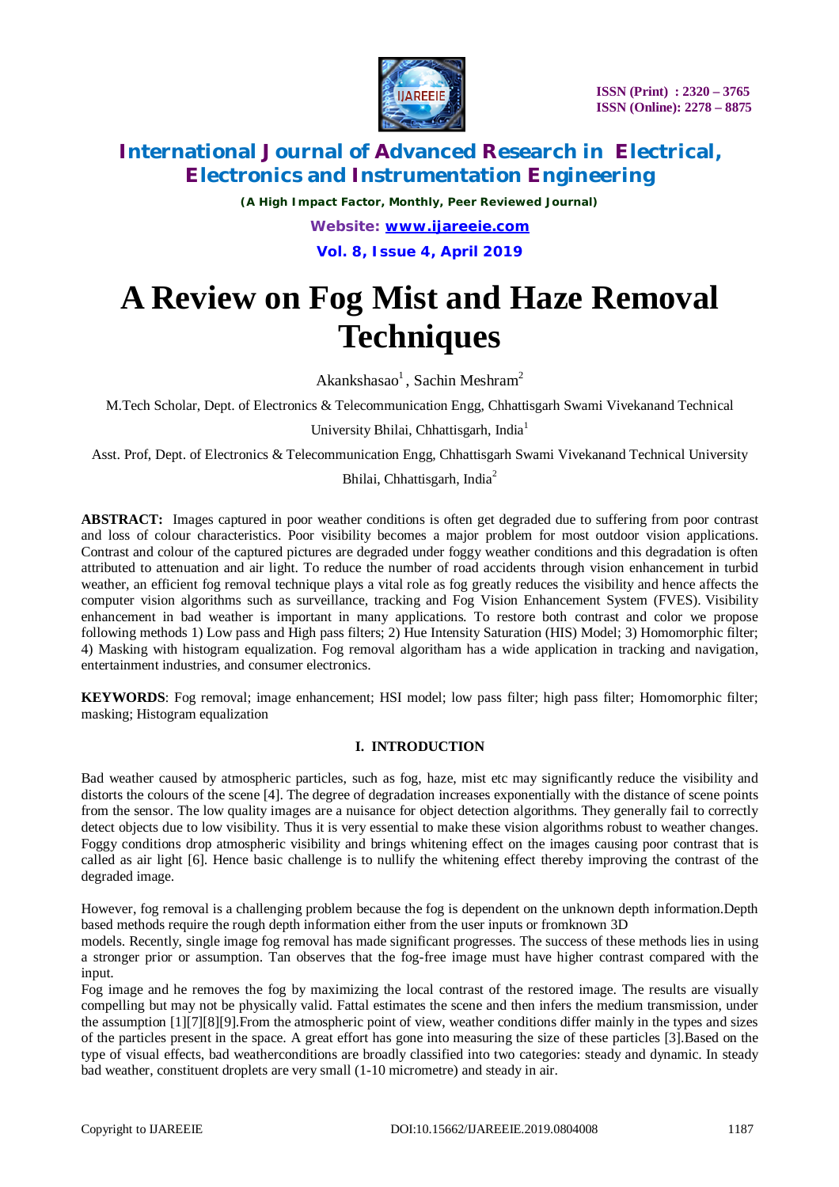# A Review on Fog Mist and Haze Removal Techniques

Akankshasao[1] , Sachin Meshram[2]

M.Tech Scholar, Dept. of Electronics & Telecommunication Engg, Chhattisgarh Swami Vivekanand Technical University Bhilai, Chhattisgarh, India[1]

Asst. Prof, Dept. of Electronics & Telecommunication Engg, Chhattisgarh Swami Vivekanand Technical University Bhilai, Chhattisgarh, India[2]

**ABSTRACT:** Images captured in poor weather conditions is often get degraded due to suffering from poor contrast and loss of colour characteristics. Poor visibility becomes a major problem for most outdoor vision applications. Contrast and colour of the captured pictures are degraded under foggy weather conditions and this degradation is often attributed to attenuation and air light. To reduce the number of road accidents through vision enhancement in turbid weather, an efficient fog removal technique plays a vital role as fog greatly reduces the visibility and hence affects the computer vision algorithms such as surveillance, tracking and Fog Vision Enhancement System (FVES). Visibility enhancement in bad weather is important in many applications. To restore both contrast and color we propose following methods 1) Low pass and High pass filters; 2) Hue Intensity Saturation (HIS) Model; 3) Homomorphic filter; 4) Masking with histogram equalization. Fog removal algoritham has a wide application in tracking and navigation, entertainment industries, and consumer electronics.

**KEYWORDS**: Fog removal; image enhancement; HSI model; low pass filter; high pass filter; Homomorphic filter; masking; Histogram equalization

## I. INTRODUCTION

Bad weather caused by atmospheric particles, such as fog, haze, mist etc may significantly reduce the visibility and distorts the colours of the scene [4]. The degree of degradation increases exponentially with the distance of scene points from the sensor. The low quality images are a nuisance for object detection algorithms. They generally fail to correctly detect objects due to low visibility. Thus it is very essential to make these vision algorithms robust to weather changes. Foggy conditions drop atmospheric visibility and brings whitening effect on the images causing poor contrast that is called as air light [6]. Hence basic challenge is to nullify the whitening effect thereby improving the contrast of the degraded image.

However, fog removal is a challenging problem because the fog is dependent on the unknown depth information.Depth based methods require the rough depth information either from the user inputs or fromknown 3D models. Recently, single image fog removal has made significant progresses. The success of these methods lies in using a stronger prior or assumption. Tan observes that the fog-free image must have higher contrast compared with the input.

Fog image and he removes the fog by maximizing the local contrast of the restored image. The results are visually compelling but may not be physically valid. Fattal estimates the scene and then infers the medium transmission, under the assumption [1][7][8][9].From the atmospheric point of view, weather conditions differ mainly in the types and sizes of the particles present in the space. A great effort has gone into measuring the size of these particles [3].Based on the type of visual effects, bad weatherconditions are broadly classified into two categories: steady and dynamic. In steady bad weather, constituent droplets are very small (1-10 micrometre) and steady in air.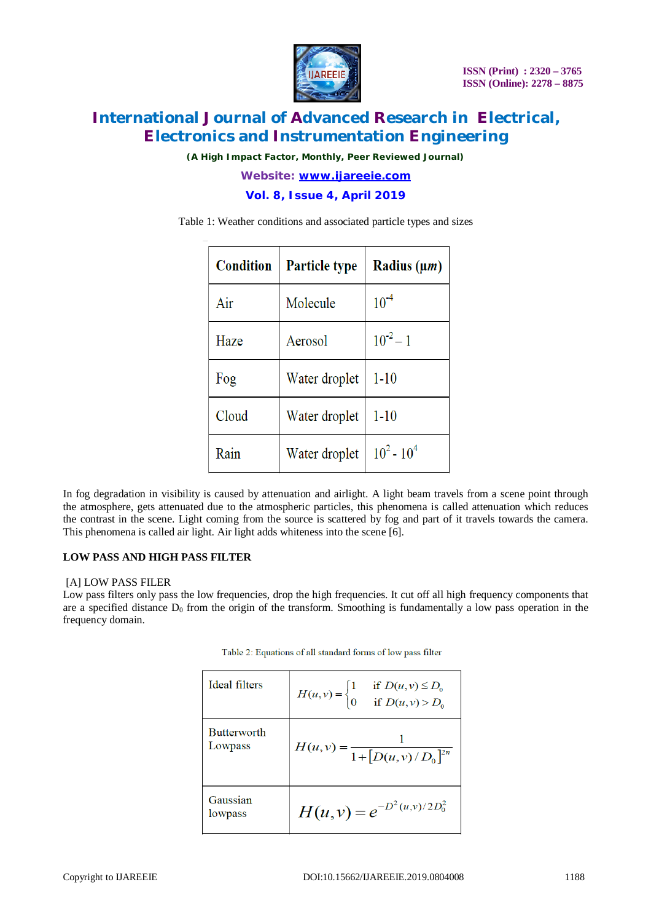Table 1: Weather conditions and associated particle types and sizes

| Condition | Particle type | Radius ($\mu m$) |
|---|---|---|
| Air | Molecule | $10^{-4}$ |
| Haze | Aerosol | $10^{-2} - 1$ |
| Fog | Water droplet | 1-10 |
| Cloud | Water droplet | 1-10 |
| Rain | Water droplet | $10^{2}$ - $10^{4}$ |

In fog degradation in visibility is caused by attenuation and airlight. A light beam travels from a scene point through the atmosphere, gets attenuated due to the atmospheric particles, this phenomena is called attenuation which reduces the contrast in the scene. Light coming from the source is scattered by fog and part of it travels towards the camera. This phenomena is called air light. Air light adds whiteness into the scene [6].

## LOW PASS AND HIGH PASS FILTER

### [A] LOW PASS FILER

Low pass filters only pass the low frequencies, drop the high frequencies. It cut off all high frequency components that are a specified distance $D_0$ from the origin of the transform. Smoothing is fundamentally a low pass operation in the frequency domain.

Table 2: Equations of all standard forms of low pass filter

| | |
|---|---|
| Ideal filters | $H(u,v) = \begin{cases} 1 & \text{if } D(u,v) \le D_0 \\ 0 & \text{if } D(u,v) > D_0 \end{cases}$ |
| Butterworth Lowpass | $H(u,v) = \dfrac{1}{1+[D(u,v)/D_0]^{2n}}$ |
| Gaussian lowpass | $H(u,v) = e^{-D^2(u,v)/2D_0^2}$ |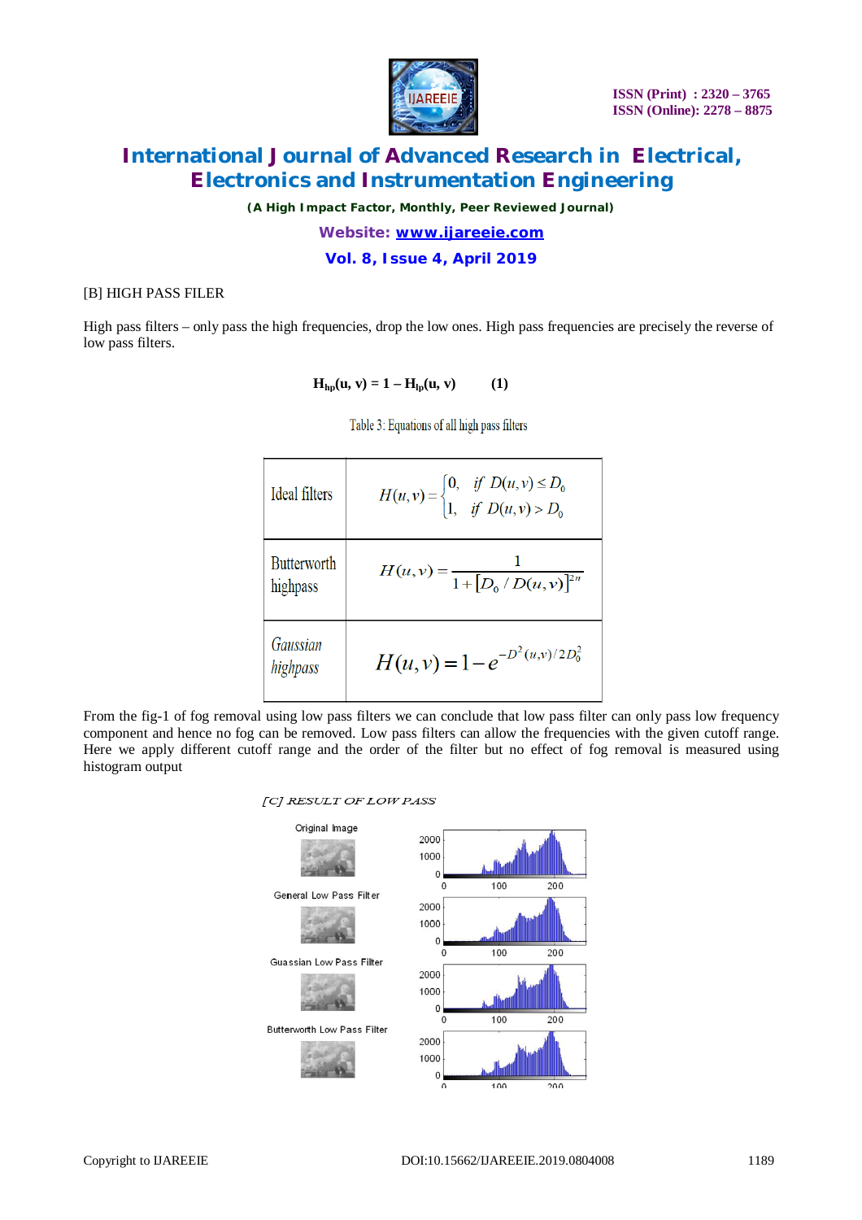[B] HIGH PASS FILER

High pass filters – only pass the high frequencies, drop the low ones. High pass frequencies are precisely the reverse of low pass filters.

$$H_{hp}(u, v) = 1 - H_{lp}(u, v) \qquad (1)$$

Table 3: Equations of all high pass filters

| | |
|---|---|
| Ideal filters | $H(u,v) = \begin{cases} 0, & if\ D(u,v) \le D_0 \\ 1, & if\ D(u,v) > D_0 \end{cases}$ |
| Butterworth highpass | $H(u,v) = \dfrac{1}{1 + [D_0 / D(u,v)]^{2n}}$ |
| *Gaussian highpass* | $H(u,v) = 1 - e^{-D^2(u,v)/2D_0^2}$ |

From the fig-1 of fog removal using low pass filters we can conclude that low pass filter can only pass low frequency component and hence no fog can be removed. Low pass filters can allow the frequencies with the given cutoff range. Here we apply different cutoff range and the order of the filter but no effect of fog removal is measured using histogram output

*[C] RESULT OF LOW PASS*

Original Image

General Low Pass Filter

Guassian Low Pass Filter

Butterworth Low Pass Filter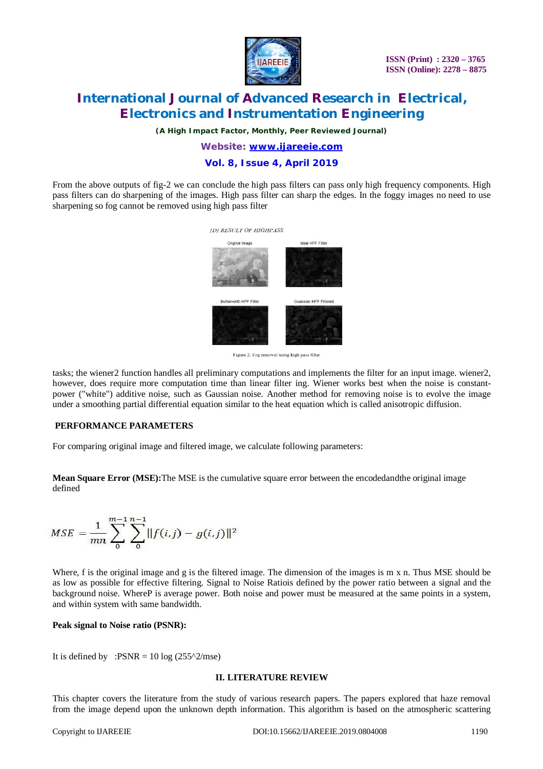From the above outputs of fig-2 we can conclude the high pass filters can pass only high frequency components. High pass filters can do sharpening of the images. High pass filter can sharp the edges. In the foggy images no need to use sharpening so fog cannot be removed using high pass filter

*[D] RESULT OF HIGHPASS*

Original Image | Ideal HPF Filter | Butterworth HPF Filter | Guassian HPF Filtered

Figure 2: Fog removal using high pass filter

tasks; the wiener2 function handles all preliminary computations and implements the filter for an input image. wiener2, however, does require more computation time than linear filter ing. Wiener works best when the noise is constant-power ("white") additive noise, such as Gaussian noise. Another method for removing noise is to evolve the image under a smoothing partial differential equation similar to the heat equation which is called anisotropic diffusion.

## PERFORMANCE PARAMETERS

For comparing original image and filtered image, we calculate following parameters:

**Mean Square Error (MSE):**The MSE is the cumulative square error between the encodedandthe original image defined

$$MSE = \frac{1}{mn} \sum_{0}^{m-1} \sum_{0}^{n-1} \|f(i,j) - g(i,j)\|^2$$

Where, f is the original image and g is the filtered image. The dimension of the images is m x n. Thus MSE should be as low as possible for effective filtering. Signal to Noise Ratiois defined by the power ratio between a signal and the background noise. WhereP is average power. Both noise and power must be measured at the same points in a system, and within system with same bandwidth.

**Peak signal to Noise ratio (PSNR):**

It is defined by :PSNR = 10 log (255^2/mse)

## II. LITERATURE REVIEW

This chapter covers the literature from the study of various research papers. The papers explored that haze removal from the image depend upon the unknown depth information. This algorithm is based on the atmospheric scattering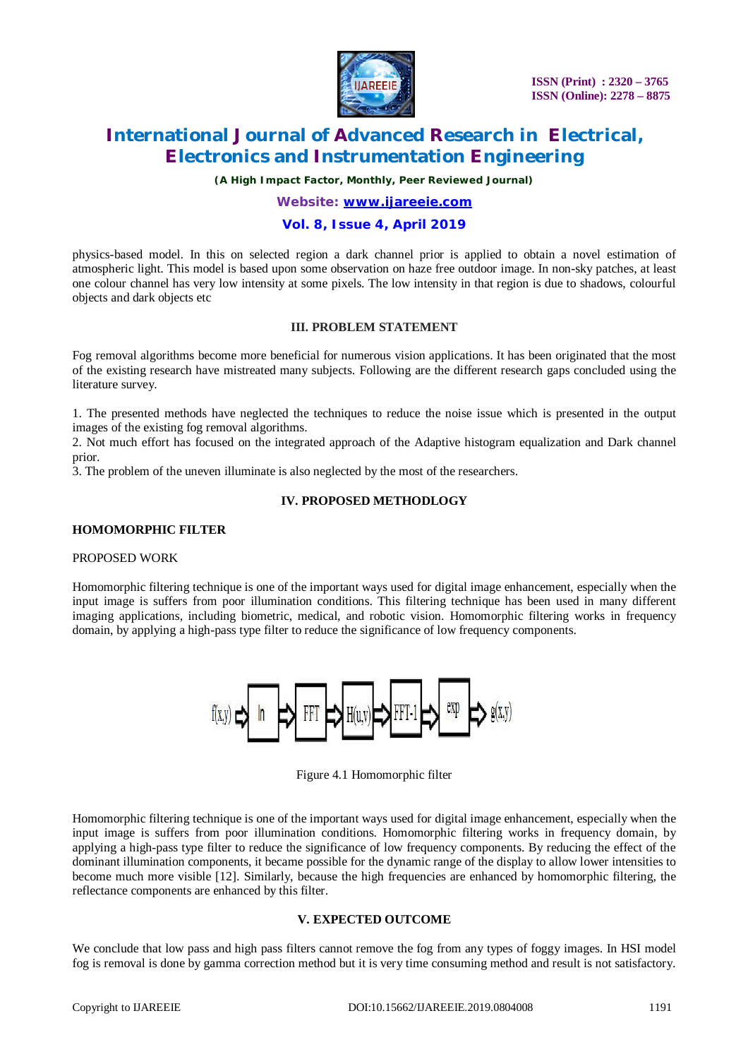physics-based model. In this on selected region a dark channel prior is applied to obtain a novel estimation of atmospheric light. This model is based upon some observation on haze free outdoor image. In non-sky patches, at least one colour channel has very low intensity at some pixels. The low intensity in that region is due to shadows, colourful objects and dark objects etc

## III. PROBLEM STATEMENT

Fog removal algorithms become more beneficial for numerous vision applications. It has been originated that the most of the existing research have mistreated many subjects. Following are the different research gaps concluded using the literature survey.

1. The presented methods have neglected the techniques to reduce the noise issue which is presented in the output images of the existing fog removal algorithms.
2. Not much effort has focused on the integrated approach of the Adaptive histogram equalization and Dark channel prior.
3. The problem of the uneven illuminate is also neglected by the most of the researchers.

## IV. PROPOSED METHODLOGY

### HOMOMORPHIC FILTER

PROPOSED WORK

Homomorphic filtering technique is one of the important ways used for digital image enhancement, especially when the input image is suffers from poor illumination conditions. This filtering technique has been used in many different imaging applications, including biometric, medical, and robotic vision. Homomorphic filtering works in frequency domain, by applying a high-pass type filter to reduce the significance of low frequency components.

f(x,y) ⇨ ln ⇨ FFT ⇨ H(u,v) ⇨ FFT-1 ⇨ exp ⇨ g(x,y)

Figure 4.1 Homomorphic filter

Homomorphic filtering technique is one of the important ways used for digital image enhancement, especially when the input image is suffers from poor illumination conditions. Homomorphic filtering works in frequency domain, by applying a high-pass type filter to reduce the significance of low frequency components. By reducing the effect of the dominant illumination components, it became possible for the dynamic range of the display to allow lower intensities to become much more visible [12]. Similarly, because the high frequencies are enhanced by homomorphic filtering, the reflectance components are enhanced by this filter.

## V. EXPECTED OUTCOME

We conclude that low pass and high pass filters cannot remove the fog from any types of foggy images. In HSI model fog is removal is done by gamma correction method but it is very time consuming method and result is not satisfactory.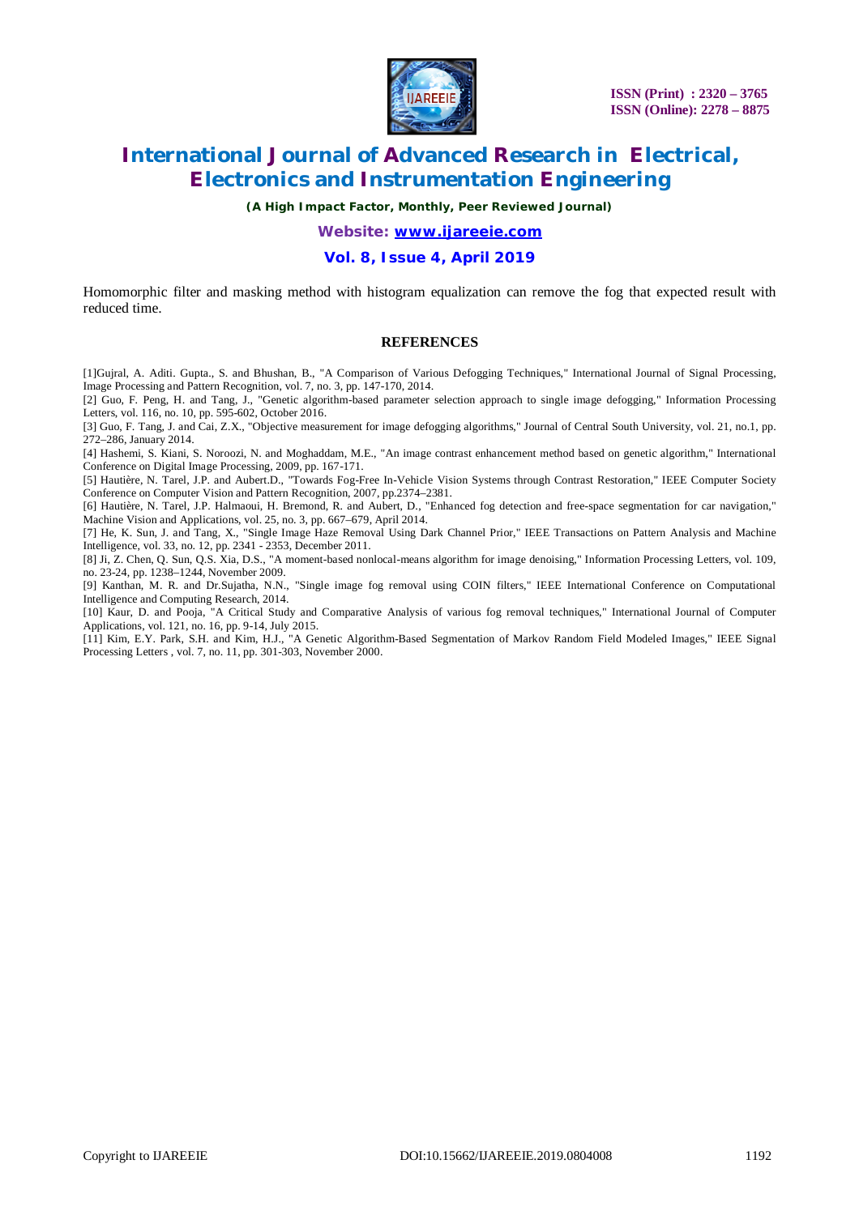Homomorphic filter and masking method with histogram equalization can remove the fog that expected result with reduced time.

## REFERENCES

[1]Gujral, A. Aditi. Gupta., S. and Bhushan, B., "A Comparison of Various Defogging Techniques," International Journal of Signal Processing, Image Processing and Pattern Recognition, vol. 7, no. 3, pp. 147-170, 2014.

[2] Guo, F. Peng, H. and Tang, J., "Genetic algorithm-based parameter selection approach to single image defogging," Information Processing Letters, vol. 116, no. 10, pp. 595-602, October 2016.

[3] Guo, F. Tang, J. and Cai, Z.X., "Objective measurement for image defogging algorithms," Journal of Central South University, vol. 21, no.1, pp. 272–286, January 2014.

[4] Hashemi, S. Kiani, S. Noroozi, N. and Moghaddam, M.E., "An image contrast enhancement method based on genetic algorithm," International Conference on Digital Image Processing, 2009, pp. 167-171.

[5] Hautière, N. Tarel, J.P. and Aubert.D., "Towards Fog-Free In-Vehicle Vision Systems through Contrast Restoration," IEEE Computer Society Conference on Computer Vision and Pattern Recognition, 2007, pp.2374–2381.

[6] Hautière, N. Tarel, J.P. Halmaoui, H. Bremond, R. and Aubert, D., "Enhanced fog detection and free-space segmentation for car navigation," Machine Vision and Applications, vol. 25, no. 3, pp. 667–679, April 2014.

[7] He, K. Sun, J. and Tang, X., "Single Image Haze Removal Using Dark Channel Prior," IEEE Transactions on Pattern Analysis and Machine Intelligence, vol. 33, no. 12, pp. 2341 - 2353, December 2011.

[8] Ji, Z. Chen, Q. Sun, Q.S. Xia, D.S., "A moment-based nonlocal-means algorithm for image denoising," Information Processing Letters, vol. 109, no. 23-24, pp. 1238–1244, November 2009.

[9] Kanthan, M. R. and Dr.Sujatha, N.N., "Single image fog removal using COIN filters," IEEE International Conference on Computational Intelligence and Computing Research, 2014.

[10] Kaur, D. and Pooja, "A Critical Study and Comparative Analysis of various fog removal techniques," International Journal of Computer Applications, vol. 121, no. 16, pp. 9-14, July 2015.

[11] Kim, E.Y. Park, S.H. and Kim, H.J., "A Genetic Algorithm-Based Segmentation of Markov Random Field Modeled Images," IEEE Signal Processing Letters , vol. 7, no. 11, pp. 301-303, November 2000.